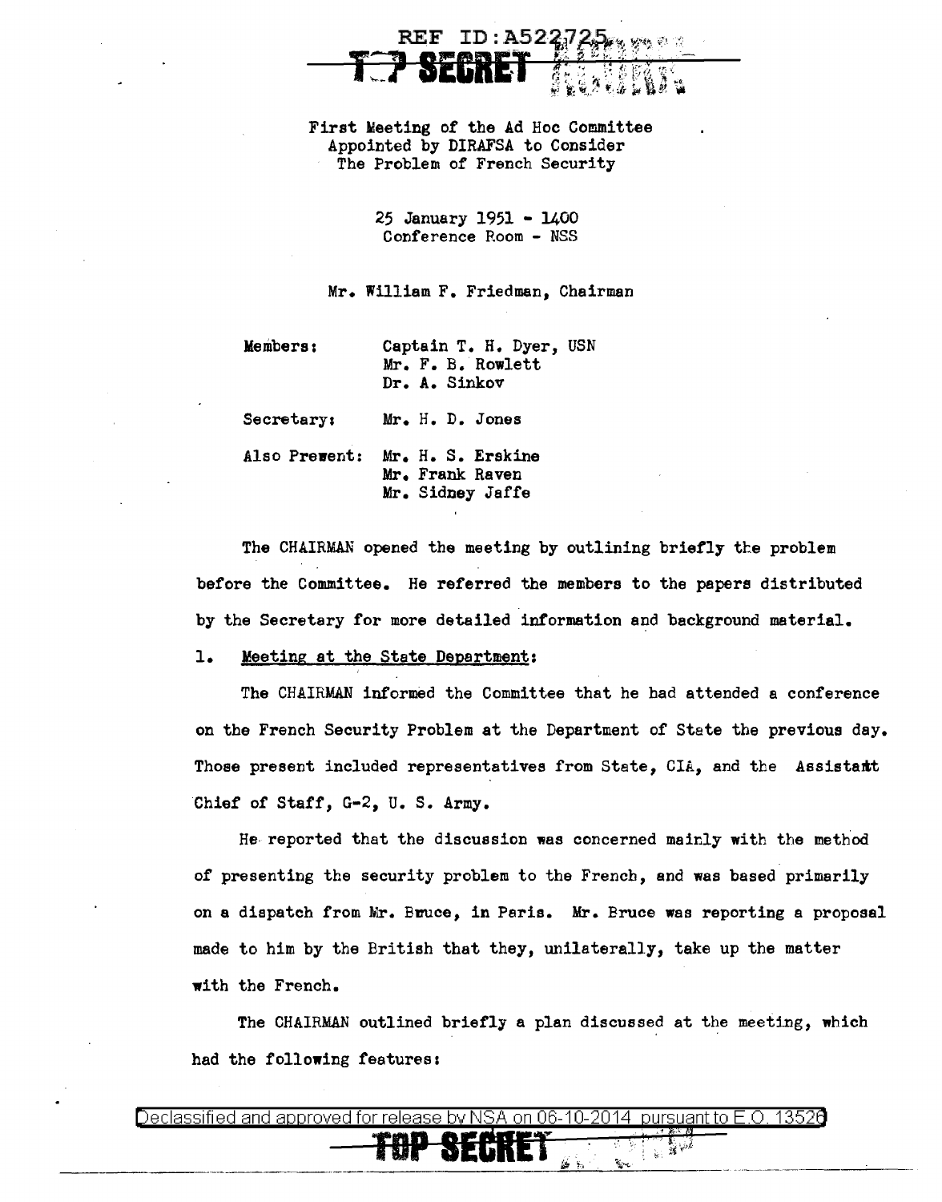First Meeting of the Ad Hoc Committee
Appointed by DIRAFSA to Consider
The Problem of French Security

25 January 1951 - 1400
Conference Room - NSS

Mr. William F. Friedman, Chairman

| | |
|---|---|
| Members: | Captain T. H. Dyer, USN<br>Mr. F. B. Rowlett<br>Dr. A. Sinkov |
| Secretary: | Mr. H. D. Jones |
| Also Present: | Mr. H. S. Erskine<br>Mr. Frank Raven<br>Mr. Sidney Jaffe |

The CHAIRMAN opened the meeting by outlining briefly the problem before the Committee. He referred the members to the papers distributed by the Secretary for more detailed information and background material.

1. Meeting at the State Department:

The CHAIRMAN informed the Committee that he had attended a conference on the French Security Problem at the Department of State the previous day. Those present included representatives from State, CIA, and the Assistant Chief of Staff, G-2, U. S. Army.

He reported that the discussion was concerned mainly with the method of presenting the security problem to the French, and was based primarily on a dispatch from Mr. Bruce, in Paris. Mr. Bruce was reporting a proposal made to him by the British that they, unilaterally, take up the matter with the French.

The CHAIRMAN outlined briefly a plan discussed at the meeting, which had the following features: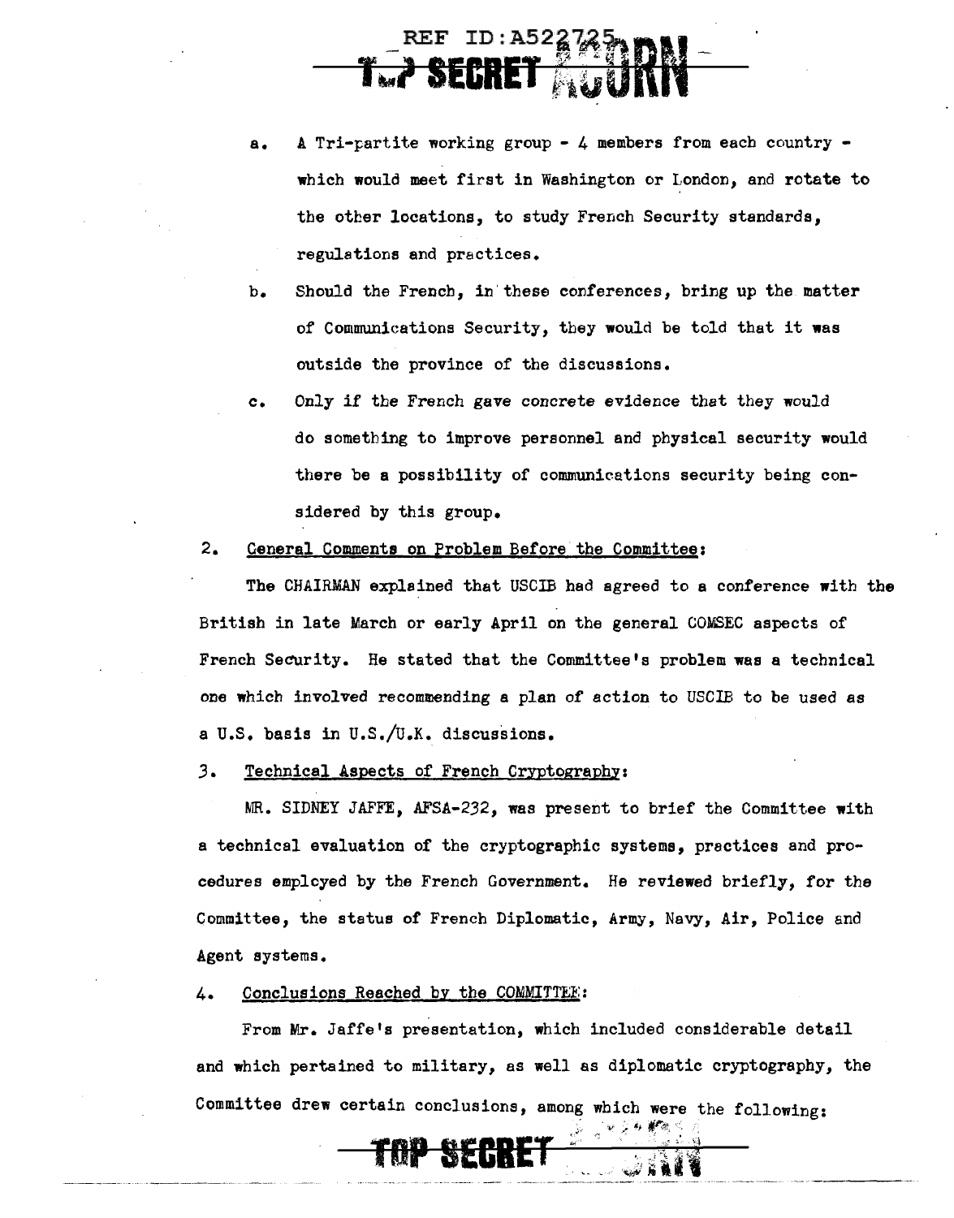- a. A Tri-partite working group - 4 members from each country - which would meet first in Washington or London, and rotate to the other locations, to study French Security standards, regulations and practices.
- b. Should the French, in these conferences, bring up the matter of Communications Security, they would be told that it was outside the province of the discussions.
- c. Only if the French gave concrete evidence that they would do something to improve personnel and physical security would there be a possibility of communications security being considered by this group.

2. General Comments on Problem Before the Committee:

The CHAIRMAN explained that USCIB had agreed to a conference with the British in late March or early April on the general COMSEC aspects of French Security. He stated that the Committee's problem was a technical one which involved recommending a plan of action to USCIB to be used as a U.S. basis in U.S./U.K. discussions.

3. Technical Aspects of French Cryptography:

MR. SIDNEY JAFFE, AFSA-232, was present to brief the Committee with a technical evaluation of the cryptographic systems, practices and procedures employed by the French Government. He reviewed briefly, for the Committee, the status of French Diplomatic, Army, Navy, Air, Police and Agent systems.

4. Conclusions Reached by the COMMITTEE:

From Mr. Jaffe's presentation, which included considerable detail and which pertained to military, as well as diplomatic cryptography, the Committee drew certain conclusions, among which were the following: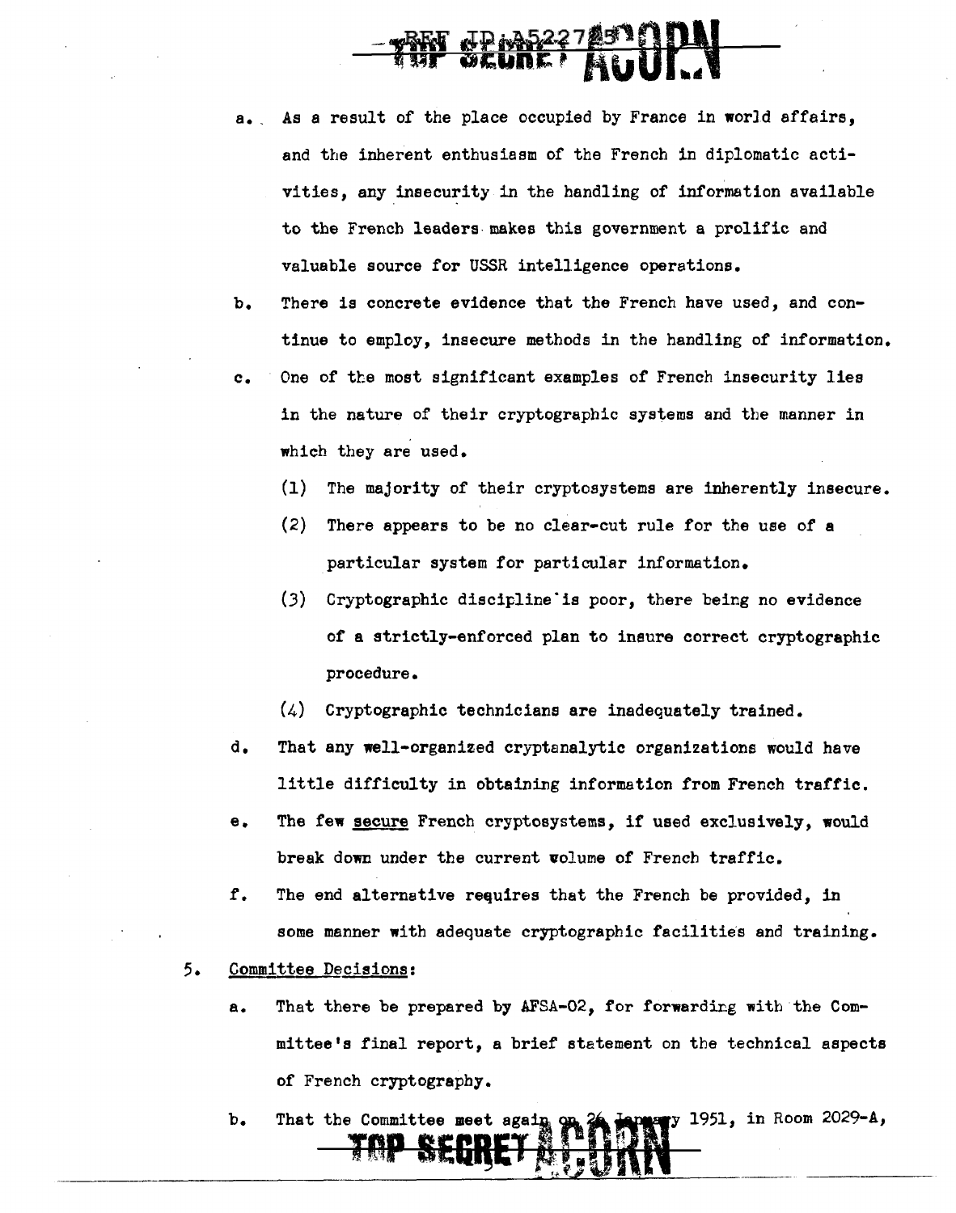a. As a result of the place occupied by France in world affairs, and the inherent enthusiasm of the French in diplomatic activities, any insecurity in the handling of information available to the French leaders makes this government a prolific and valuable source for USSR intelligence operations.

b. There is concrete evidence that the French have used, and continue to employ, insecure methods in the handling of information.

c. One of the most significant examples of French insecurity lies in the nature of their cryptographic systems and the manner in which they are used.

   (1) The majority of their cryptosystems are inherently insecure.

   (2) There appears to be no clear-cut rule for the use of a particular system for particular information.

   (3) Cryptographic discipline is poor, there being no evidence of a strictly-enforced plan to insure correct cryptographic procedure.

   (4) Cryptographic technicians are inadequately trained.

d. That any well-organized cryptanalytic organizations would have little difficulty in obtaining information from French traffic.

e. The few <u>secure</u> French cryptosystems, if used exclusively, would break down under the current volume of French traffic.

f. The end alternative requires that the French be provided, in some manner with adequate cryptographic facilities and training.

5. <u>Committee Decisions</u>:

   a. That there be prepared by AFSA-02, for forwarding with the Committee's final report, a brief statement on the technical aspects of French cryptography.

   b. That the Committee meet again on 26 January 1951, in Room 2029-A,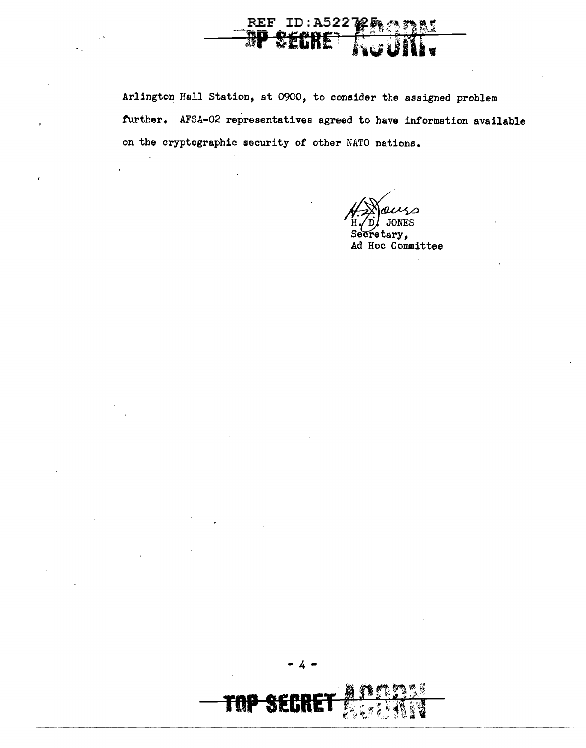Arlington Hall Station, at 0900, to consider the assigned problem further. AFSA-02 representatives agreed to have information available on the cryptographic security of other NATO nations.

H. D. JONES
Secretary,
Ad Hoc Committee